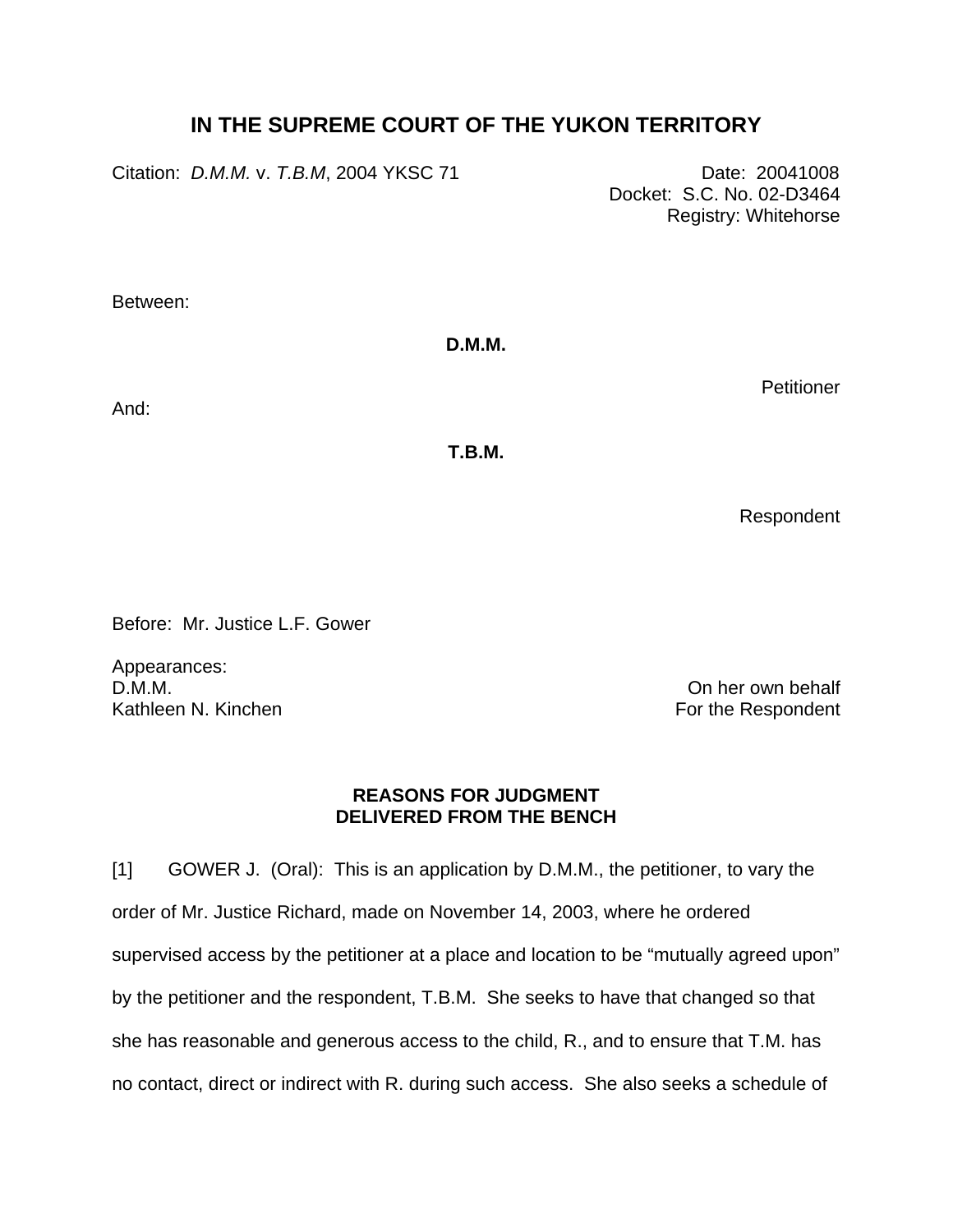# IN THE SUPREME COURT OF THE YUKON TERRITORY

Citation: *D.M.M.* v. *T.B.M*, 2004 YKSC 71

Date: 20041008
Docket: S.C. No. 02-D3464
Registry: Whitehorse

Between:

**D.M.M.**

Petitioner

And:

**T.B.M.**

Respondent

Before: Mr. Justice L.F. Gower

Appearances:

D.M.M. — On her own behalf

Kathleen N. Kinchen — For the Respondent

**REASONS FOR JUDGMENT**
**DELIVERED FROM THE BENCH**

[1] GOWER J. (Oral): This is an application by D.M.M., the petitioner, to vary the order of Mr. Justice Richard, made on November 14, 2003, where he ordered supervised access by the petitioner at a place and location to be "mutually agreed upon" by the petitioner and the respondent, T.B.M. She seeks to have that changed so that she has reasonable and generous access to the child, R., and to ensure that T.M. has no contact, direct or indirect with R. during such access. She also seeks a schedule of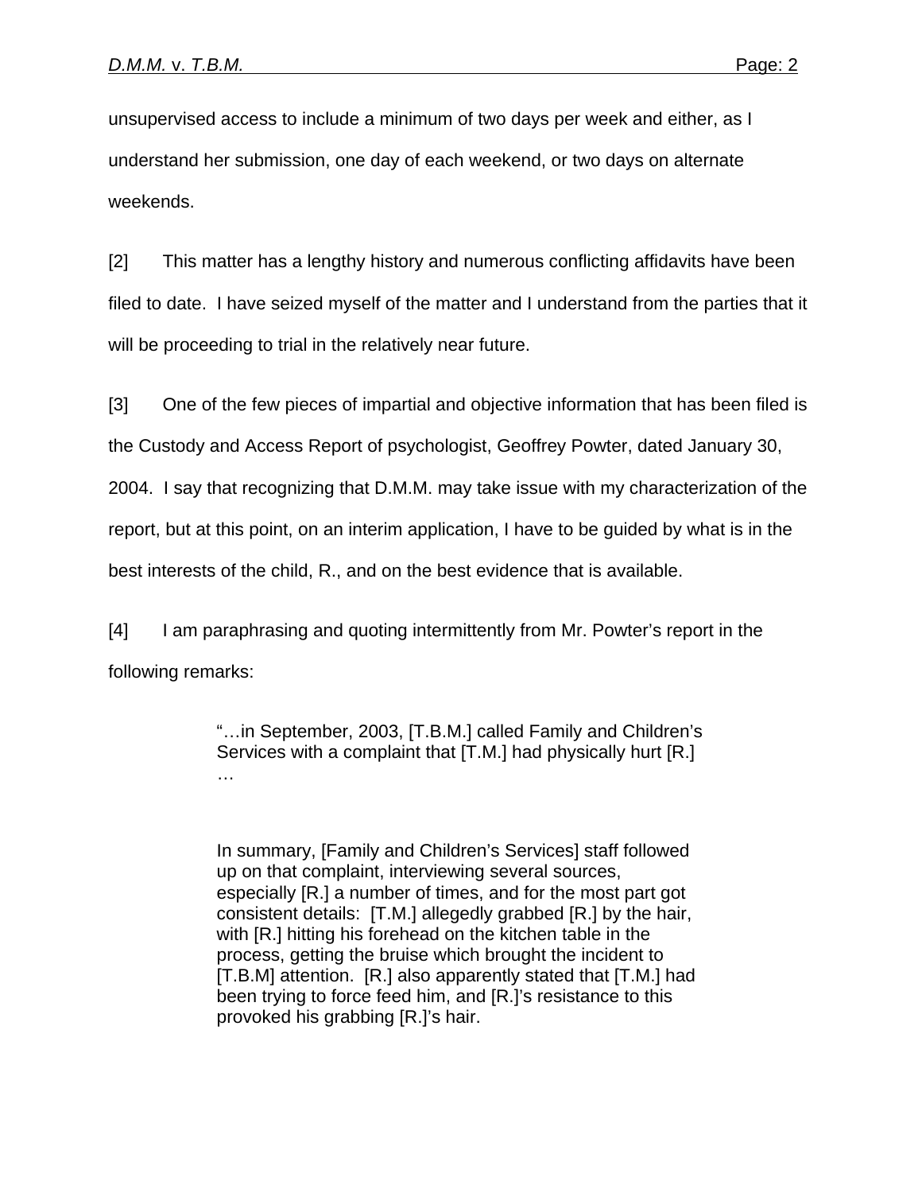unsupervised access to include a minimum of two days per week and either, as I understand her submission, one day of each weekend, or two days on alternate weekends.

[2] This matter has a lengthy history and numerous conflicting affidavits have been filed to date. I have seized myself of the matter and I understand from the parties that it will be proceeding to trial in the relatively near future.

[3] One of the few pieces of impartial and objective information that has been filed is the Custody and Access Report of psychologist, Geoffrey Powter, dated January 30, 2004. I say that recognizing that D.M.M. may take issue with my characterization of the report, but at this point, on an interim application, I have to be guided by what is in the best interests of the child, R., and on the best evidence that is available.

[4] I am paraphrasing and quoting intermittently from Mr. Powter's report in the following remarks:

> "…in September, 2003, [T.B.M.] called Family and Children's Services with a complaint that [T.M.] had physically hurt [R.] …
>
> In summary, [Family and Children's Services] staff followed up on that complaint, interviewing several sources, especially [R.] a number of times, and for the most part got consistent details: [T.M.] allegedly grabbed [R.] by the hair, with [R.] hitting his forehead on the kitchen table in the process, getting the bruise which brought the incident to [T.B.M] attention. [R.] also apparently stated that [T.M.] had been trying to force feed him, and [R.]'s resistance to this provoked his grabbing [R.]'s hair.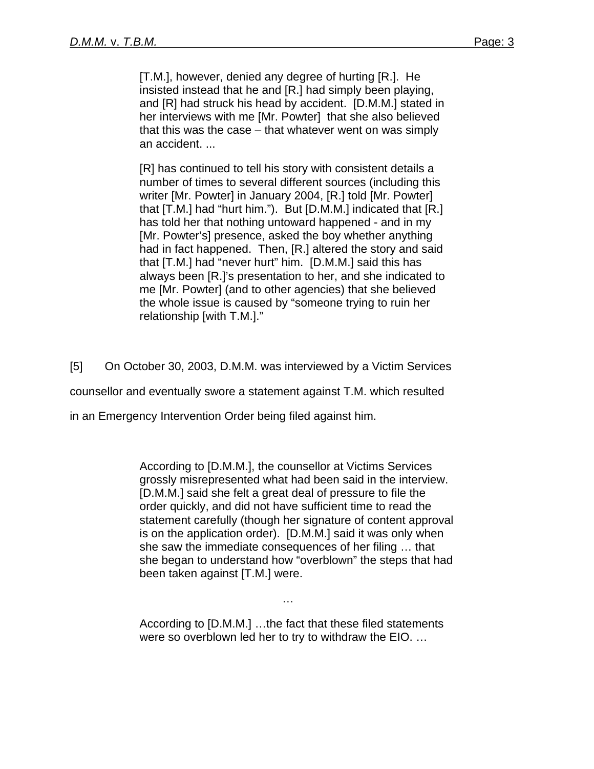> [T.M.], however, denied any degree of hurting [R.]. He insisted instead that he and [R.] had simply been playing, and [R] had struck his head by accident. [D.M.M.] stated in her interviews with me [Mr. Powter] that she also believed that this was the case – that whatever went on was simply an accident. ...
>
> [R] has continued to tell his story with consistent details a number of times to several different sources (including this writer [Mr. Powter] in January 2004, [R.] told [Mr. Powter] that [T.M.] had "hurt him."). But [D.M.M.] indicated that [R.] has told her that nothing untoward happened - and in my [Mr. Powter's] presence, asked the boy whether anything had in fact happened. Then, [R.] altered the story and said that [T.M.] had "never hurt" him. [D.M.M.] said this has always been [R.]'s presentation to her, and she indicated to me [Mr. Powter] (and to other agencies) that she believed the whole issue is caused by "someone trying to ruin her relationship [with T.M.]."

[5] On October 30, 2003, D.M.M. was interviewed by a Victim Services counsellor and eventually swore a statement against T.M. which resulted in an Emergency Intervention Order being filed against him.

> According to [D.M.M.], the counsellor at Victims Services grossly misrepresented what had been said in the interview. [D.M.M.] said she felt a great deal of pressure to file the order quickly, and did not have sufficient time to read the statement carefully (though her signature of content approval is on the application order). [D.M.M.] said it was only when she saw the immediate consequences of her filing … that she began to understand how "overblown" the steps that had been taken against [T.M.] were.
>
> …
>
> According to [D.M.M.] …the fact that these filed statements were so overblown led her to try to withdraw the EIO. …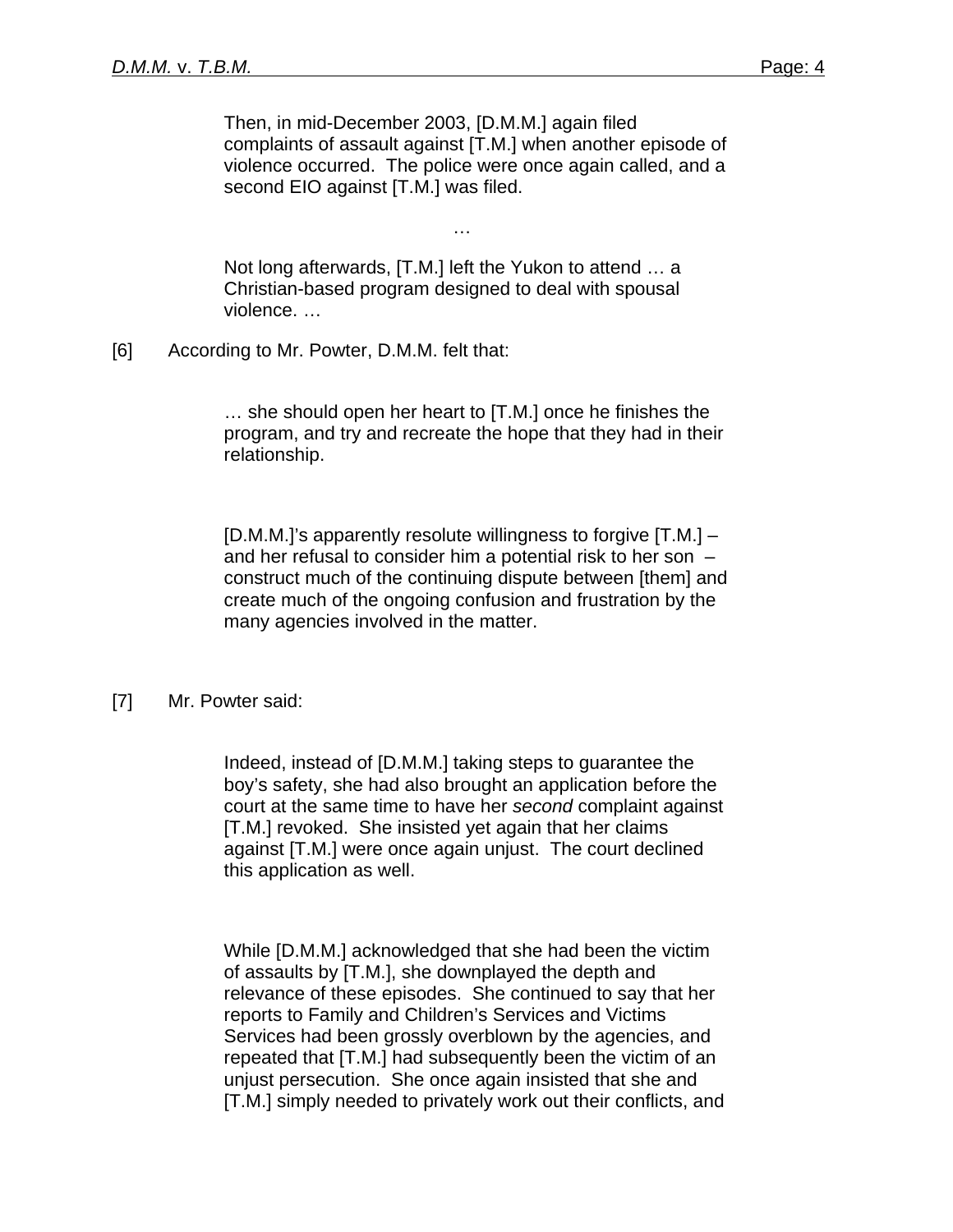> Then, in mid-December 2003, [D.M.M.] again filed complaints of assault against [T.M.] when another episode of violence occurred. The police were once again called, and a second EIO against [T.M.] was filed.
>
> …
>
> Not long afterwards, [T.M.] left the Yukon to attend … a Christian-based program designed to deal with spousal violence. …

[6] According to Mr. Powter, D.M.M. felt that:

> … she should open her heart to [T.M.] once he finishes the program, and try and recreate the hope that they had in their relationship.
>
> [D.M.M.]'s apparently resolute willingness to forgive [T.M.] – and her refusal to consider him a potential risk to her son – construct much of the continuing dispute between [them] and create much of the ongoing confusion and frustration by the many agencies involved in the matter.

[7] Mr. Powter said:

> Indeed, instead of [D.M.M.] taking steps to guarantee the boy's safety, she had also brought an application before the court at the same time to have her *second* complaint against [T.M.] revoked. She insisted yet again that her claims against [T.M.] were once again unjust. The court declined this application as well.
>
> While [D.M.M.] acknowledged that she had been the victim of assaults by [T.M.], she downplayed the depth and relevance of these episodes. She continued to say that her reports to Family and Children's Services and Victims Services had been grossly overblown by the agencies, and repeated that [T.M.] had subsequently been the victim of an unjust persecution. She once again insisted that she and [T.M.] simply needed to privately work out their conflicts, and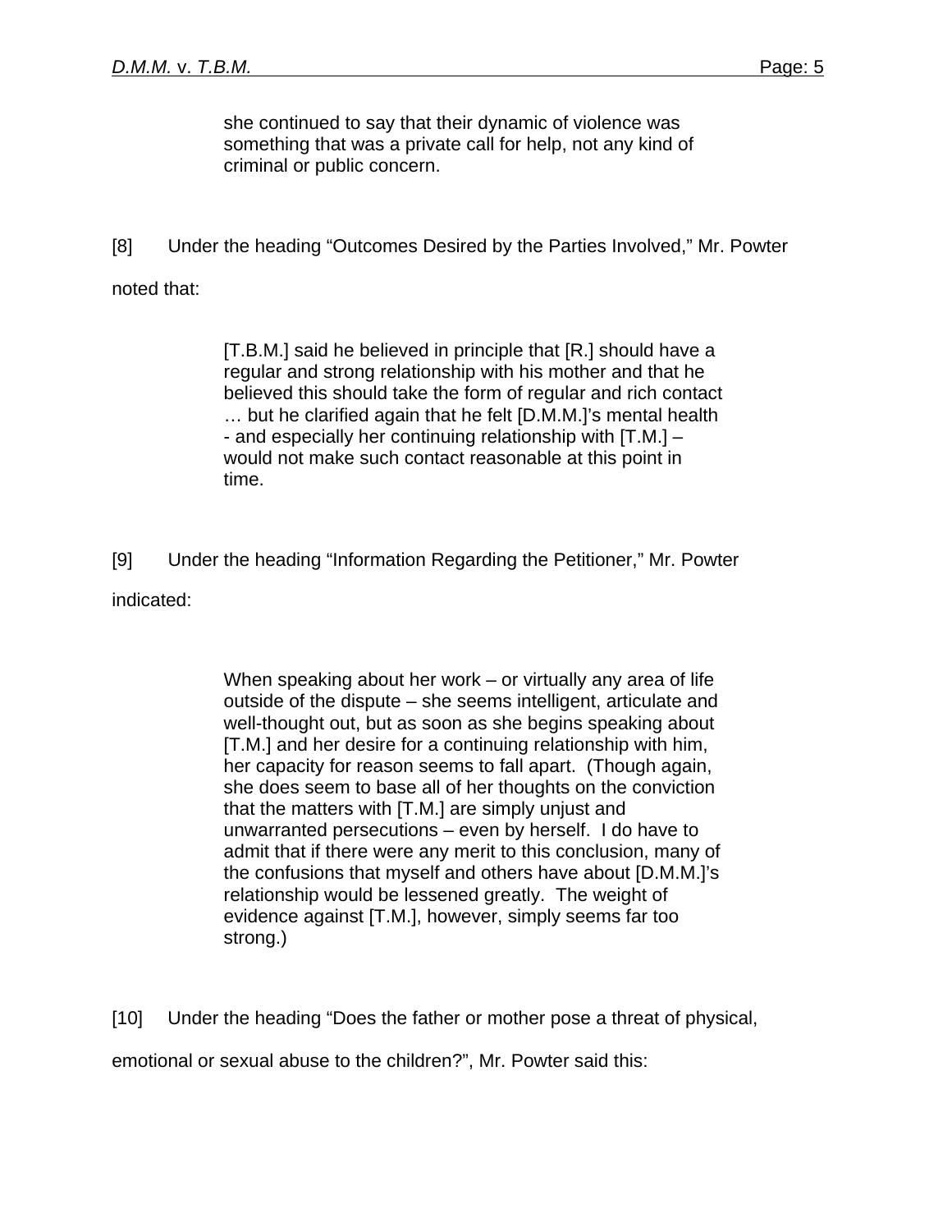> she continued to say that their dynamic of violence was something that was a private call for help, not any kind of criminal or public concern.

[8] Under the heading "Outcomes Desired by the Parties Involved," Mr. Powter noted that:

> [T.B.M.] said he believed in principle that [R.] should have a regular and strong relationship with his mother and that he believed this should take the form of regular and rich contact … but he clarified again that he felt [D.M.M.]'s mental health - and especially her continuing relationship with [T.M.] – would not make such contact reasonable at this point in time.

[9] Under the heading "Information Regarding the Petitioner," Mr. Powter indicated:

> When speaking about her work – or virtually any area of life outside of the dispute – she seems intelligent, articulate and well-thought out, but as soon as she begins speaking about [T.M.] and her desire for a continuing relationship with him, her capacity for reason seems to fall apart. (Though again, she does seem to base all of her thoughts on the conviction that the matters with [T.M.] are simply unjust and unwarranted persecutions – even by herself. I do have to admit that if there were any merit to this conclusion, many of the confusions that myself and others have about [D.M.M.]'s relationship would be lessened greatly. The weight of evidence against [T.M.], however, simply seems far too strong.)

[10] Under the heading "Does the father or mother pose a threat of physical, emotional or sexual abuse to the children?", Mr. Powter said this: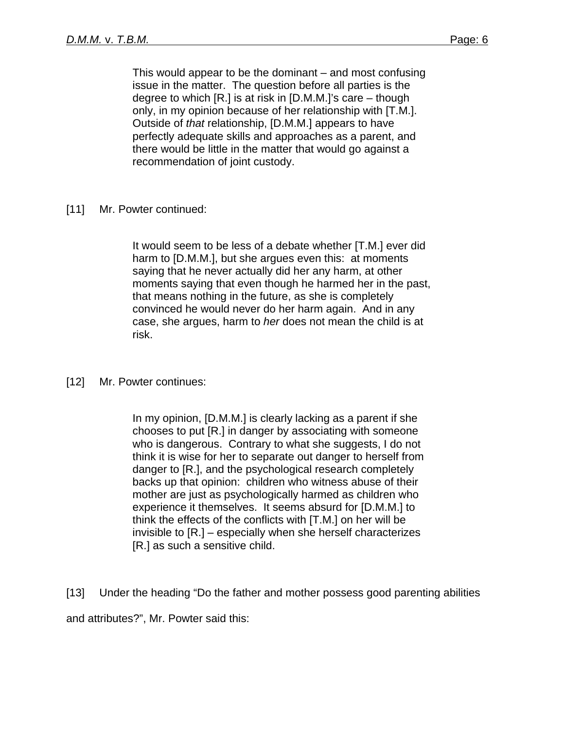> This would appear to be the dominant – and most confusing issue in the matter. The question before all parties is the degree to which [R.] is at risk in [D.M.M.]'s care – though only, in my opinion because of her relationship with [T.M.]. Outside of *that* relationship, [D.M.M.] appears to have perfectly adequate skills and approaches as a parent, and there would be little in the matter that would go against a recommendation of joint custody.

[11] Mr. Powter continued:

> It would seem to be less of a debate whether [T.M.] ever did harm to [D.M.M.], but she argues even this: at moments saying that he never actually did her any harm, at other moments saying that even though he harmed her in the past, that means nothing in the future, as she is completely convinced he would never do her harm again. And in any case, she argues, harm to *her* does not mean the child is at risk.

[12] Mr. Powter continues:

> In my opinion, [D.M.M.] is clearly lacking as a parent if she chooses to put [R.] in danger by associating with someone who is dangerous. Contrary to what she suggests, I do not think it is wise for her to separate out danger to herself from danger to [R.], and the psychological research completely backs up that opinion: children who witness abuse of their mother are just as psychologically harmed as children who experience it themselves. It seems absurd for [D.M.M.] to think the effects of the conflicts with [T.M.] on her will be invisible to [R.] – especially when she herself characterizes [R.] as such a sensitive child.

[13] Under the heading "Do the father and mother possess good parenting abilities and attributes?", Mr. Powter said this: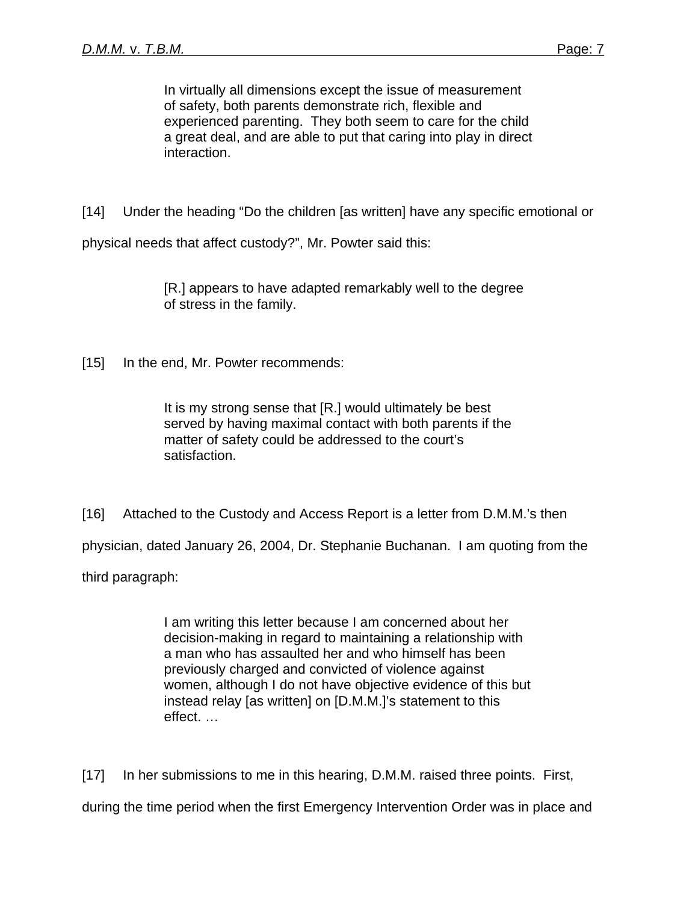> In virtually all dimensions except the issue of measurement of safety, both parents demonstrate rich, flexible and experienced parenting. They both seem to care for the child a great deal, and are able to put that caring into play in direct interaction.

[14] Under the heading "Do the children [as written] have any specific emotional or physical needs that affect custody?", Mr. Powter said this:

> [R.] appears to have adapted remarkably well to the degree of stress in the family.

[15] In the end, Mr. Powter recommends:

> It is my strong sense that [R.] would ultimately be best served by having maximal contact with both parents if the matter of safety could be addressed to the court's satisfaction.

[16] Attached to the Custody and Access Report is a letter from D.M.M.'s then physician, dated January 26, 2004, Dr. Stephanie Buchanan. I am quoting from the third paragraph:

> I am writing this letter because I am concerned about her decision-making in regard to maintaining a relationship with a man who has assaulted her and who himself has been previously charged and convicted of violence against women, although I do not have objective evidence of this but instead relay [as written] on [D.M.M.]'s statement to this effect. …

[17] In her submissions to me in this hearing, D.M.M. raised three points. First, during the time period when the first Emergency Intervention Order was in place and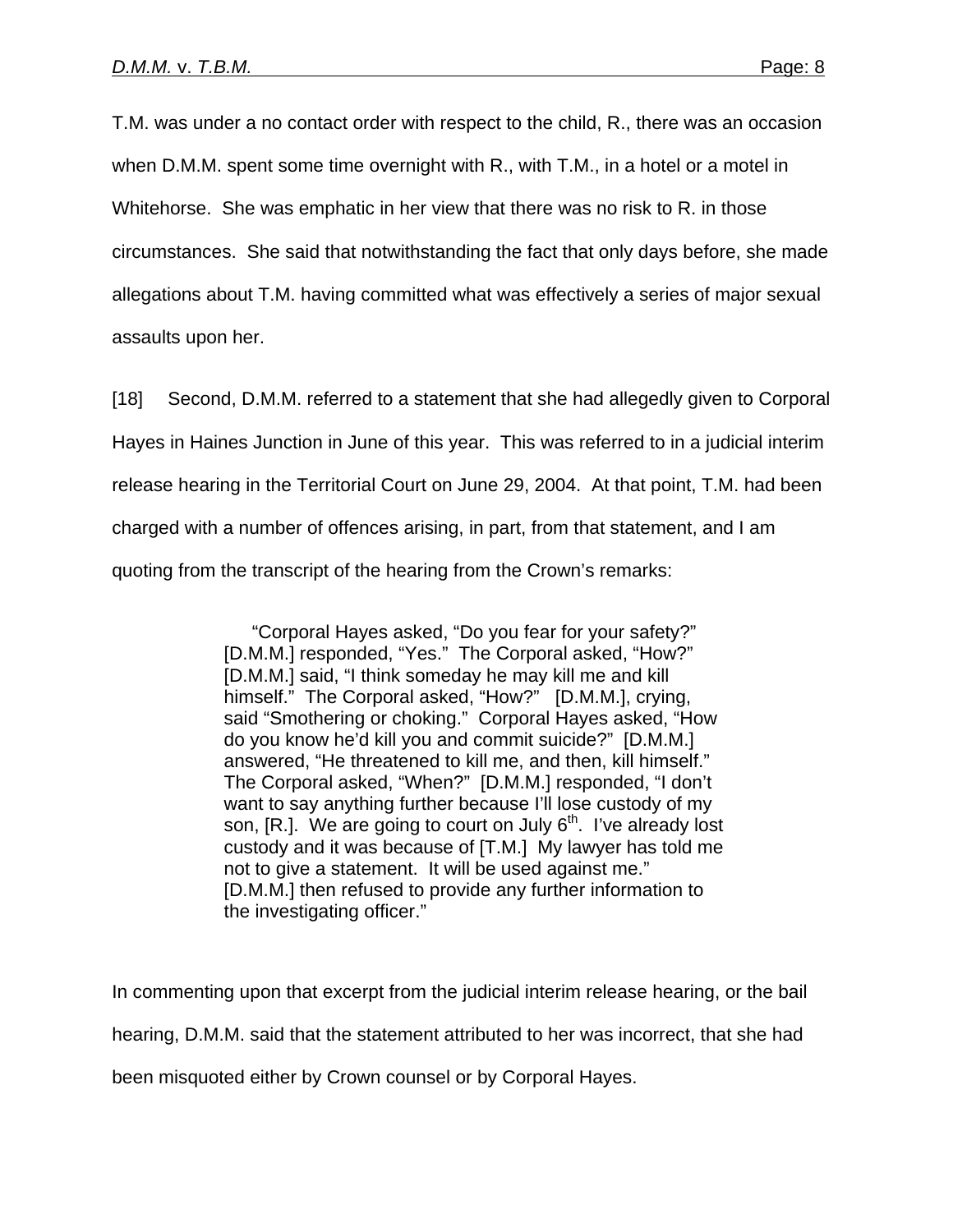T.M. was under a no contact order with respect to the child, R., there was an occasion when D.M.M. spent some time overnight with R., with T.M., in a hotel or a motel in Whitehorse. She was emphatic in her view that there was no risk to R. in those circumstances. She said that notwithstanding the fact that only days before, she made allegations about T.M. having committed what was effectively a series of major sexual assaults upon her.

[18] Second, D.M.M. referred to a statement that she had allegedly given to Corporal Hayes in Haines Junction in June of this year. This was referred to in a judicial interim release hearing in the Territorial Court on June 29, 2004. At that point, T.M. had been charged with a number of offences arising, in part, from that statement, and I am quoting from the transcript of the hearing from the Crown's remarks:

> "Corporal Hayes asked, "Do you fear for your safety?" [D.M.M.] responded, "Yes." The Corporal asked, "How?" [D.M.M.] said, "I think someday he may kill me and kill himself." The Corporal asked, "How?" [D.M.M.], crying, said "Smothering or choking." Corporal Hayes asked, "How do you know he'd kill you and commit suicide?" [D.M.M.] answered, "He threatened to kill me, and then, kill himself." The Corporal asked, "When?" [D.M.M.] responded, "I don't want to say anything further because I'll lose custody of my son, [R.]. We are going to court on July 6th. I've already lost custody and it was because of [T.M.] My lawyer has told me not to give a statement. It will be used against me." [D.M.M.] then refused to provide any further information to the investigating officer."

In commenting upon that excerpt from the judicial interim release hearing, or the bail hearing, D.M.M. said that the statement attributed to her was incorrect, that she had been misquoted either by Crown counsel or by Corporal Hayes.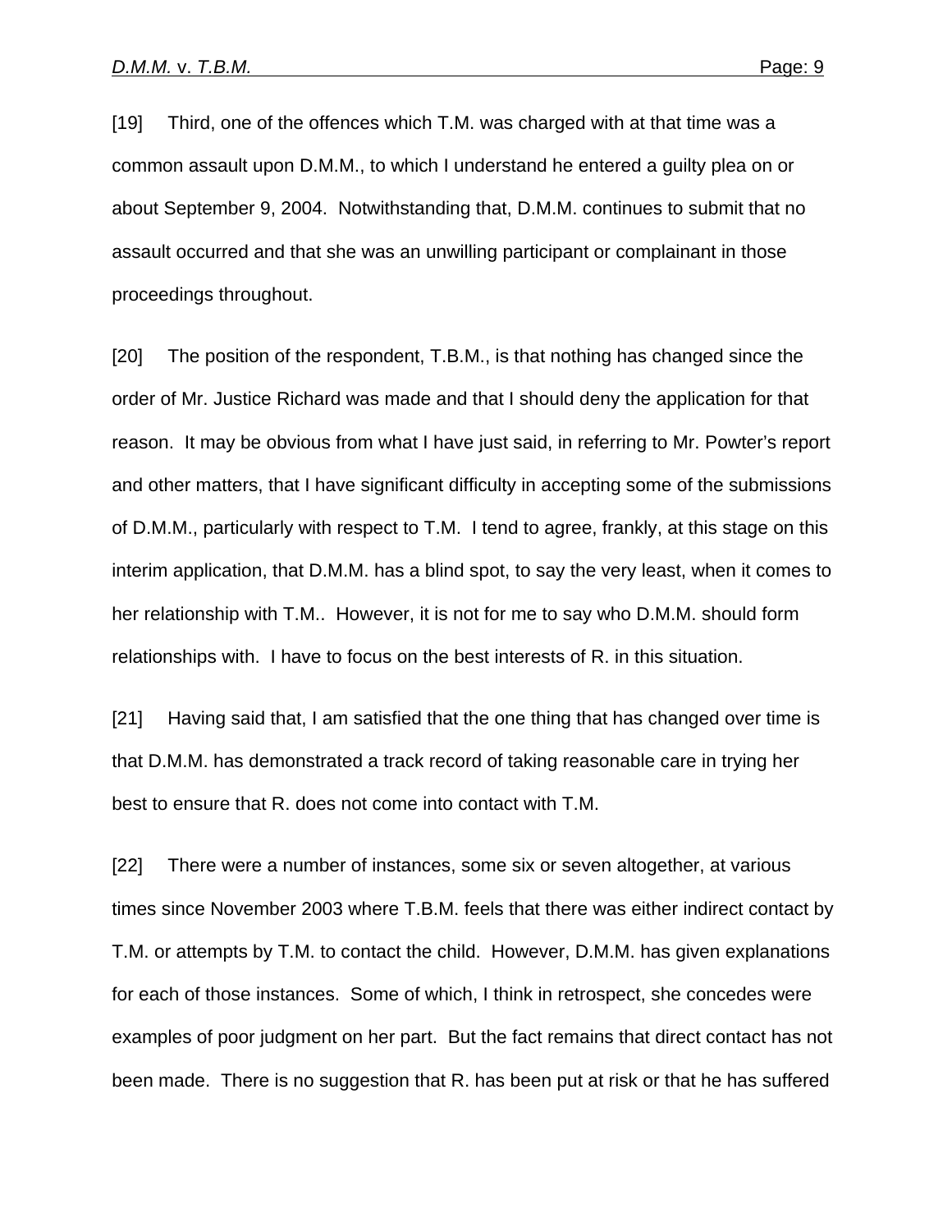[19] Third, one of the offences which T.M. was charged with at that time was a common assault upon D.M.M., to which I understand he entered a guilty plea on or about September 9, 2004. Notwithstanding that, D.M.M. continues to submit that no assault occurred and that she was an unwilling participant or complainant in those proceedings throughout.

[20] The position of the respondent, T.B.M., is that nothing has changed since the order of Mr. Justice Richard was made and that I should deny the application for that reason. It may be obvious from what I have just said, in referring to Mr. Powter's report and other matters, that I have significant difficulty in accepting some of the submissions of D.M.M., particularly with respect to T.M. I tend to agree, frankly, at this stage on this interim application, that D.M.M. has a blind spot, to say the very least, when it comes to her relationship with T.M.. However, it is not for me to say who D.M.M. should form relationships with. I have to focus on the best interests of R. in this situation.

[21] Having said that, I am satisfied that the one thing that has changed over time is that D.M.M. has demonstrated a track record of taking reasonable care in trying her best to ensure that R. does not come into contact with T.M.

[22] There were a number of instances, some six or seven altogether, at various times since November 2003 where T.B.M. feels that there was either indirect contact by T.M. or attempts by T.M. to contact the child. However, D.M.M. has given explanations for each of those instances. Some of which, I think in retrospect, she concedes were examples of poor judgment on her part. But the fact remains that direct contact has not been made. There is no suggestion that R. has been put at risk or that he has suffered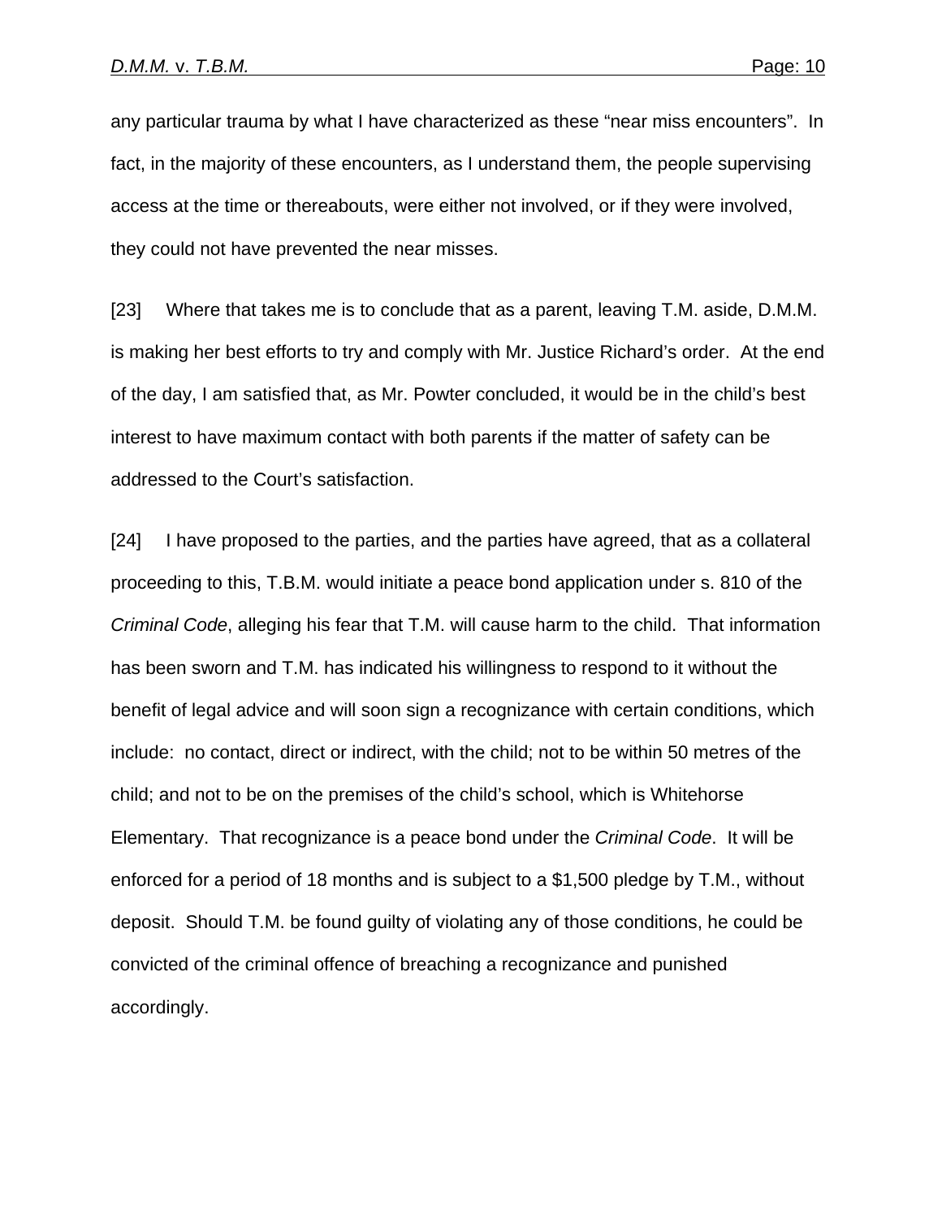any particular trauma by what I have characterized as these “near miss encounters”. In fact, in the majority of these encounters, as I understand them, the people supervising access at the time or thereabouts, were either not involved, or if they were involved, they could not have prevented the near misses.

[23] Where that takes me is to conclude that as a parent, leaving T.M. aside, D.M.M. is making her best efforts to try and comply with Mr. Justice Richard’s order. At the end of the day, I am satisfied that, as Mr. Powter concluded, it would be in the child’s best interest to have maximum contact with both parents if the matter of safety can be addressed to the Court’s satisfaction.

[24] I have proposed to the parties, and the parties have agreed, that as a collateral proceeding to this, T.B.M. would initiate a peace bond application under s. 810 of the *Criminal Code*, alleging his fear that T.M. will cause harm to the child. That information has been sworn and T.M. has indicated his willingness to respond to it without the benefit of legal advice and will soon sign a recognizance with certain conditions, which include: no contact, direct or indirect, with the child; not to be within 50 metres of the child; and not to be on the premises of the child’s school, which is Whitehorse Elementary. That recognizance is a peace bond under the *Criminal Code*. It will be enforced for a period of 18 months and is subject to a $1,500 pledge by T.M., without deposit. Should T.M. be found guilty of violating any of those conditions, he could be convicted of the criminal offence of breaching a recognizance and punished accordingly.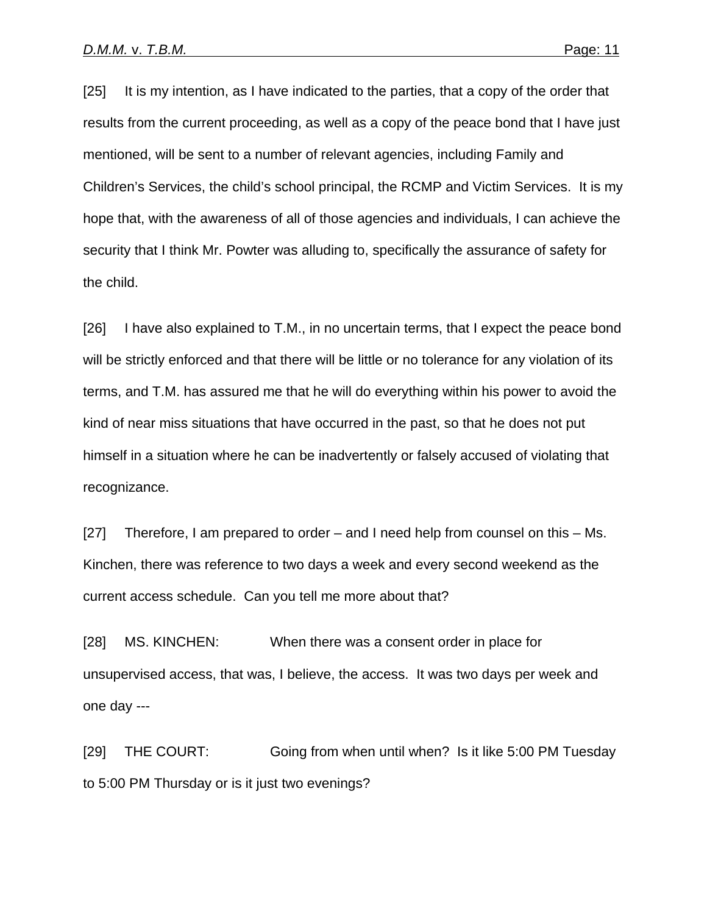[25] It is my intention, as I have indicated to the parties, that a copy of the order that results from the current proceeding, as well as a copy of the peace bond that I have just mentioned, will be sent to a number of relevant agencies, including Family and Children's Services, the child's school principal, the RCMP and Victim Services. It is my hope that, with the awareness of all of those agencies and individuals, I can achieve the security that I think Mr. Powter was alluding to, specifically the assurance of safety for the child.

[26] I have also explained to T.M., in no uncertain terms, that I expect the peace bond will be strictly enforced and that there will be little or no tolerance for any violation of its terms, and T.M. has assured me that he will do everything within his power to avoid the kind of near miss situations that have occurred in the past, so that he does not put himself in a situation where he can be inadvertently or falsely accused of violating that recognizance.

[27] Therefore, I am prepared to order – and I need help from counsel on this – Ms. Kinchen, there was reference to two days a week and every second weekend as the current access schedule. Can you tell me more about that?

[28] MS. KINCHEN: When there was a consent order in place for unsupervised access, that was, I believe, the access. It was two days per week and one day ---

[29] THE COURT: Going from when until when? Is it like 5:00 PM Tuesday to 5:00 PM Thursday or is it just two evenings?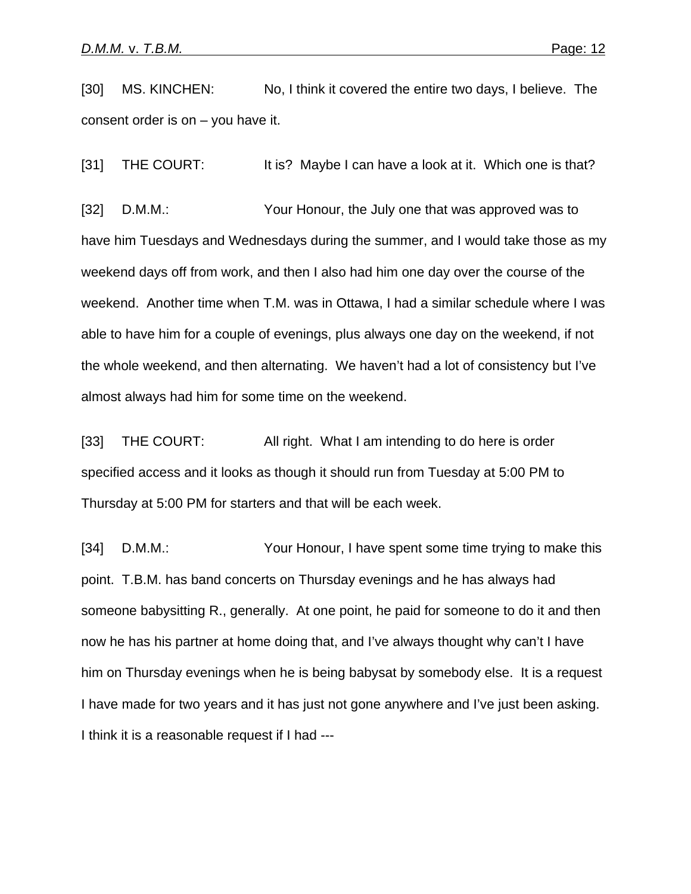[30] MS. KINCHEN: No, I think it covered the entire two days, I believe. The consent order is on – you have it.

[31] THE COURT: It is? Maybe I can have a look at it. Which one is that?

[32] D.M.M.: Your Honour, the July one that was approved was to have him Tuesdays and Wednesdays during the summer, and I would take those as my weekend days off from work, and then I also had him one day over the course of the weekend. Another time when T.M. was in Ottawa, I had a similar schedule where I was able to have him for a couple of evenings, plus always one day on the weekend, if not the whole weekend, and then alternating. We haven't had a lot of consistency but I've almost always had him for some time on the weekend.

[33] THE COURT: All right. What I am intending to do here is order specified access and it looks as though it should run from Tuesday at 5:00 PM to Thursday at 5:00 PM for starters and that will be each week.

[34] D.M.M.: Your Honour, I have spent some time trying to make this point. T.B.M. has band concerts on Thursday evenings and he has always had someone babysitting R., generally. At one point, he paid for someone to do it and then now he has his partner at home doing that, and I've always thought why can't I have him on Thursday evenings when he is being babysat by somebody else. It is a request I have made for two years and it has just not gone anywhere and I've just been asking. I think it is a reasonable request if I had ---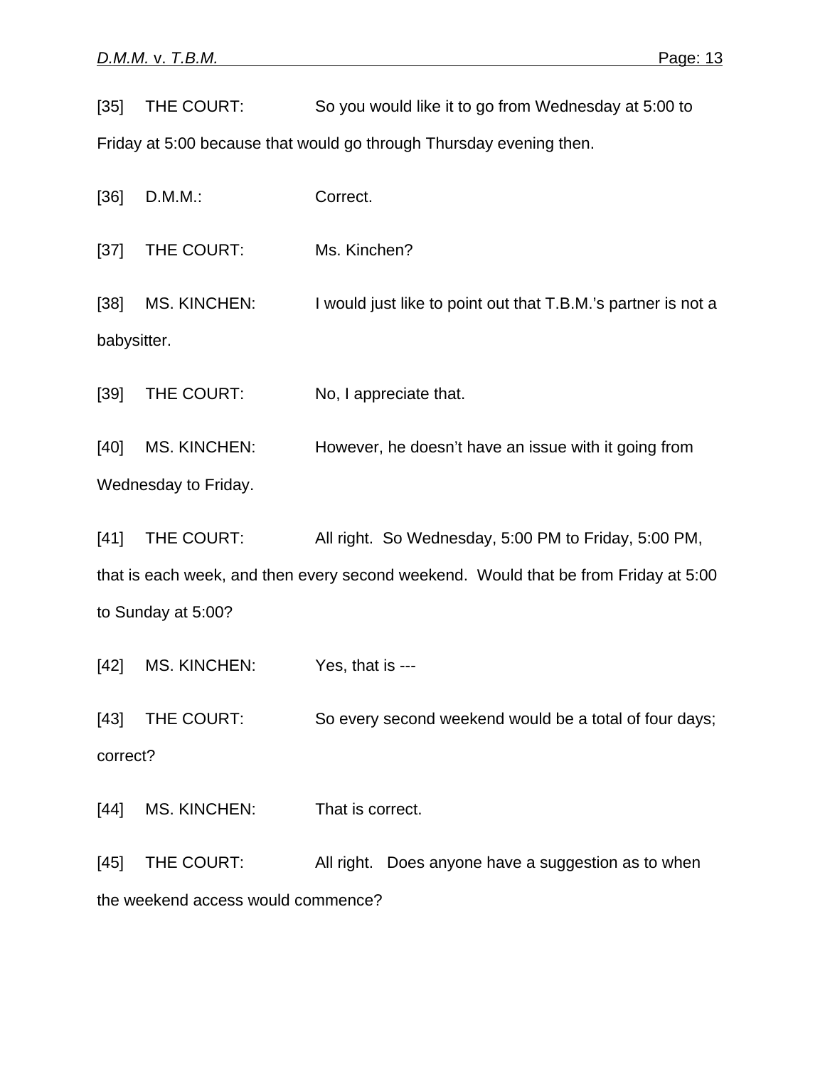[35] THE COURT: So you would like it to go from Wednesday at 5:00 to Friday at 5:00 because that would go through Thursday evening then.

[36] D.M.M.: Correct.

[37] THE COURT: Ms. Kinchen?

[38] MS. KINCHEN: I would just like to point out that T.B.M.'s partner is not a babysitter.

[39] THE COURT: No, I appreciate that.

[40] MS. KINCHEN: However, he doesn't have an issue with it going from Wednesday to Friday.

[41] THE COURT: All right. So Wednesday, 5:00 PM to Friday, 5:00 PM, that is each week, and then every second weekend. Would that be from Friday at 5:00 to Sunday at 5:00?

[42] MS. KINCHEN: Yes, that is ---

[43] THE COURT: So every second weekend would be a total of four days; correct?

[44] MS. KINCHEN: That is correct.

[45] THE COURT: All right. Does anyone have a suggestion as to when the weekend access would commence?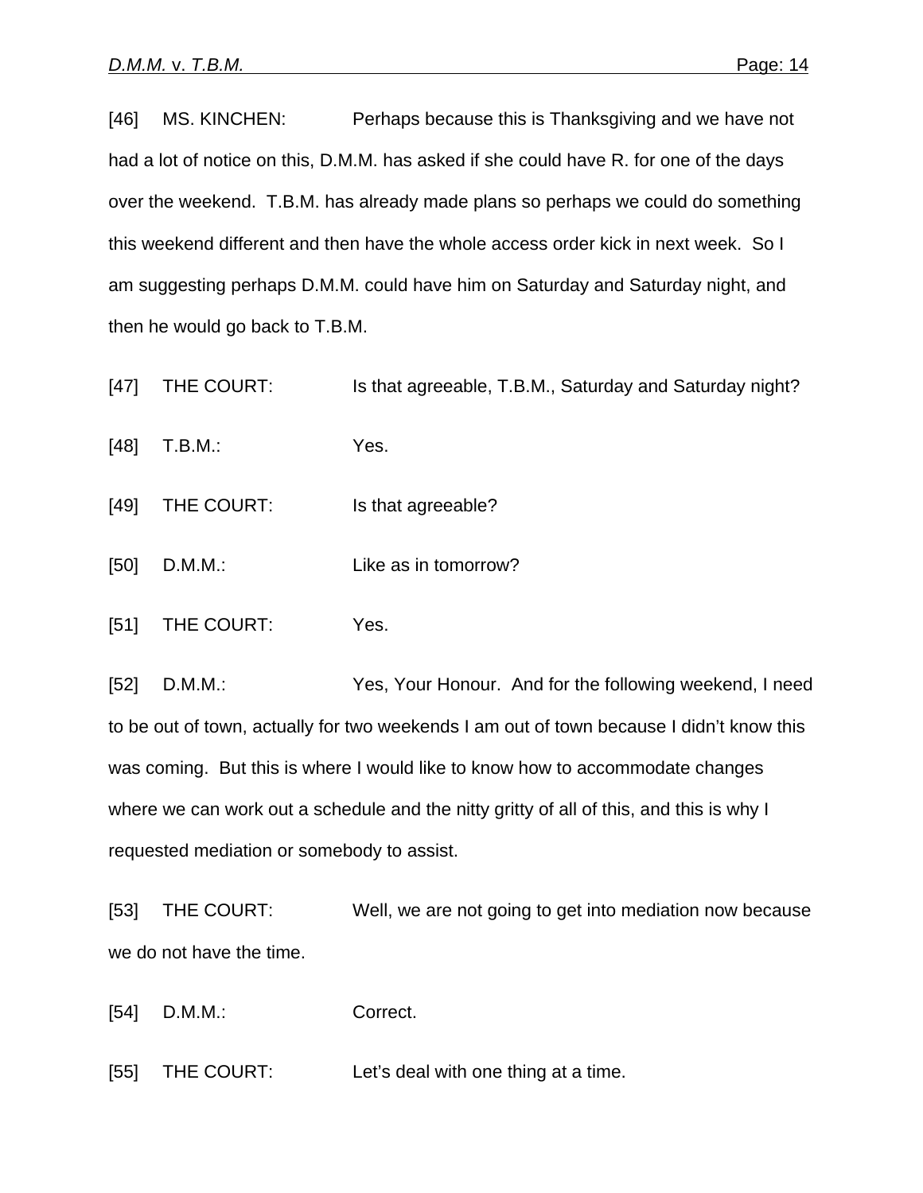[46] MS. KINCHEN: Perhaps because this is Thanksgiving and we have not had a lot of notice on this, D.M.M. has asked if she could have R. for one of the days over the weekend. T.B.M. has already made plans so perhaps we could do something this weekend different and then have the whole access order kick in next week. So I am suggesting perhaps D.M.M. could have him on Saturday and Saturday night, and then he would go back to T.B.M.

[47] THE COURT: Is that agreeable, T.B.M., Saturday and Saturday night?

[48] T.B.M.: Yes.

[49] THE COURT: Is that agreeable?

[50] D.M.M.: Like as in tomorrow?

[51] THE COURT: Yes.

[52] D.M.M.: Yes, Your Honour. And for the following weekend, I need to be out of town, actually for two weekends I am out of town because I didn't know this was coming. But this is where I would like to know how to accommodate changes where we can work out a schedule and the nitty gritty of all of this, and this is why I requested mediation or somebody to assist.

[53] THE COURT: Well, we are not going to get into mediation now because we do not have the time.

[54] D.M.M.: Correct.

[55] THE COURT: Let's deal with one thing at a time.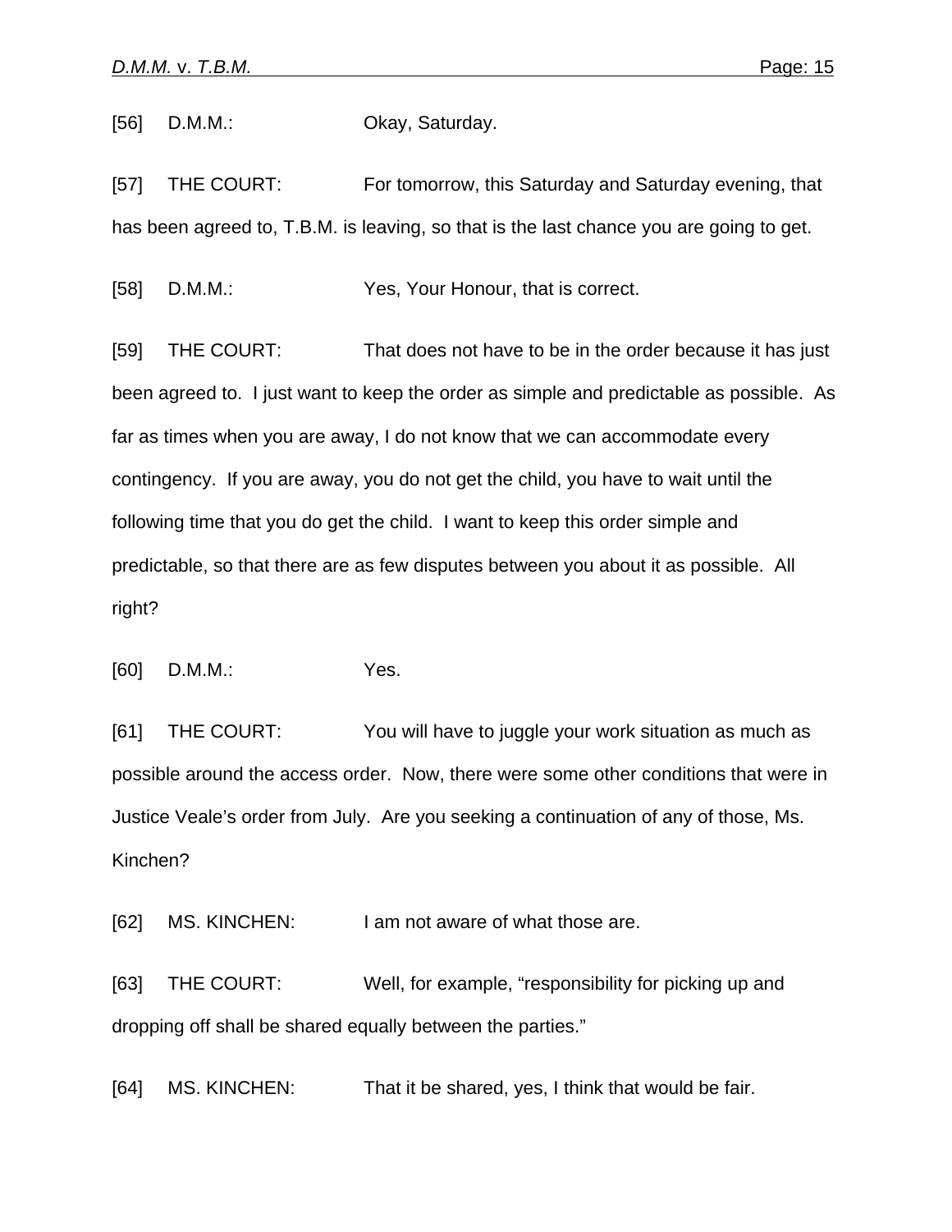[56] D.M.M.: Okay, Saturday.

[57] THE COURT: For tomorrow, this Saturday and Saturday evening, that has been agreed to, T.B.M. is leaving, so that is the last chance you are going to get.

[58] D.M.M.: Yes, Your Honour, that is correct.

[59] THE COURT: That does not have to be in the order because it has just been agreed to. I just want to keep the order as simple and predictable as possible. As far as times when you are away, I do not know that we can accommodate every contingency. If you are away, you do not get the child, you have to wait until the following time that you do get the child. I want to keep this order simple and predictable, so that there are as few disputes between you about it as possible. All right?

[60] D.M.M.: Yes.

[61] THE COURT: You will have to juggle your work situation as much as possible around the access order. Now, there were some other conditions that were in Justice Veale's order from July. Are you seeking a continuation of any of those, Ms. Kinchen?

[62] MS. KINCHEN: I am not aware of what those are.

[63] THE COURT: Well, for example, "responsibility for picking up and dropping off shall be shared equally between the parties."

[64] MS. KINCHEN: That it be shared, yes, I think that would be fair.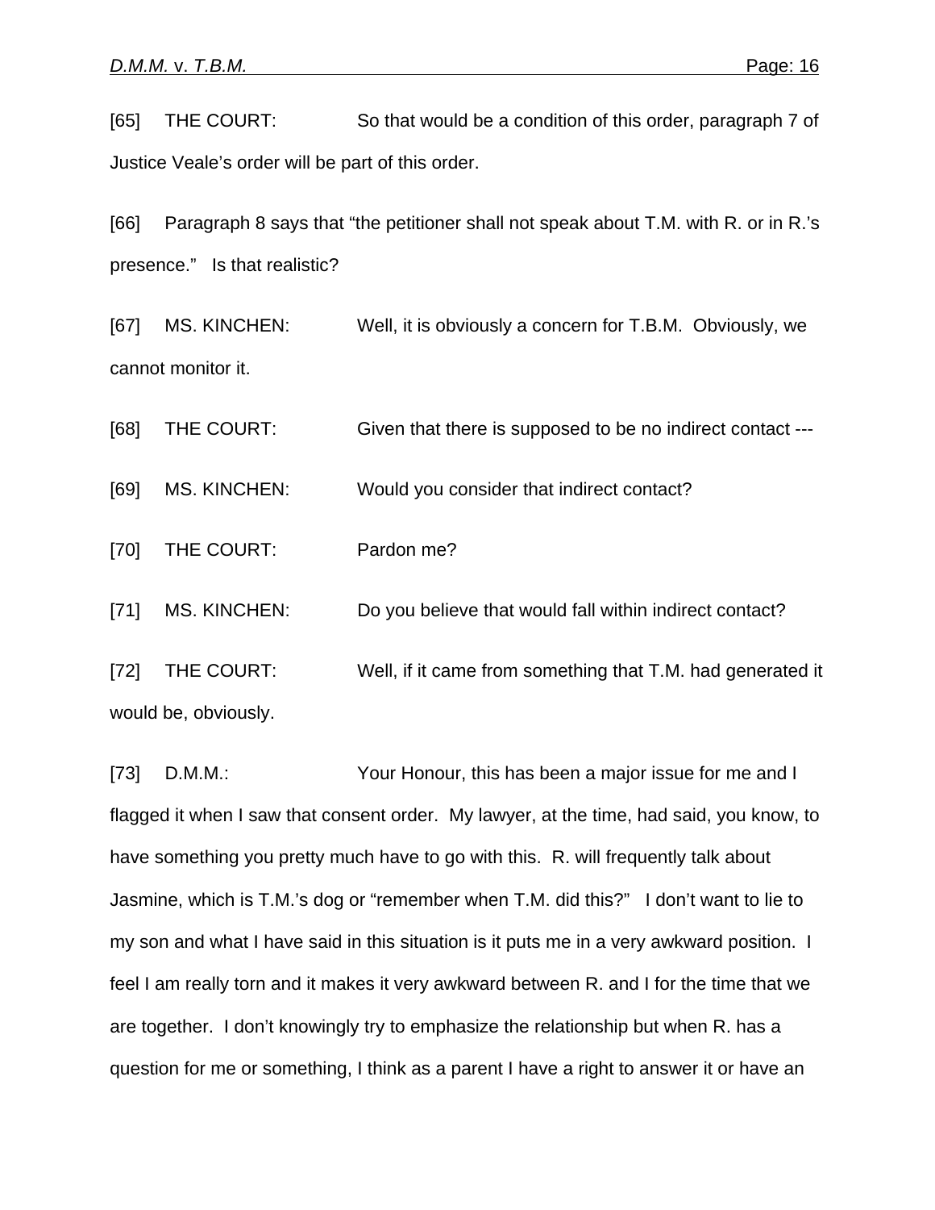[65] THE COURT: So that would be a condition of this order, paragraph 7 of Justice Veale's order will be part of this order.

[66] Paragraph 8 says that "the petitioner shall not speak about T.M. with R. or in R.'s presence." Is that realistic?

[67] MS. KINCHEN: Well, it is obviously a concern for T.B.M. Obviously, we cannot monitor it.

[68] THE COURT: Given that there is supposed to be no indirect contact ---

[69] MS. KINCHEN: Would you consider that indirect contact?

[70] THE COURT: Pardon me?

[71] MS. KINCHEN: Do you believe that would fall within indirect contact?

[72] THE COURT: Well, if it came from something that T.M. had generated it would be, obviously.

[73] D.M.M.: Your Honour, this has been a major issue for me and I flagged it when I saw that consent order. My lawyer, at the time, had said, you know, to have something you pretty much have to go with this. R. will frequently talk about Jasmine, which is T.M.'s dog or "remember when T.M. did this?" I don't want to lie to my son and what I have said in this situation is it puts me in a very awkward position. I feel I am really torn and it makes it very awkward between R. and I for the time that we are together. I don't knowingly try to emphasize the relationship but when R. has a question for me or something, I think as a parent I have a right to answer it or have an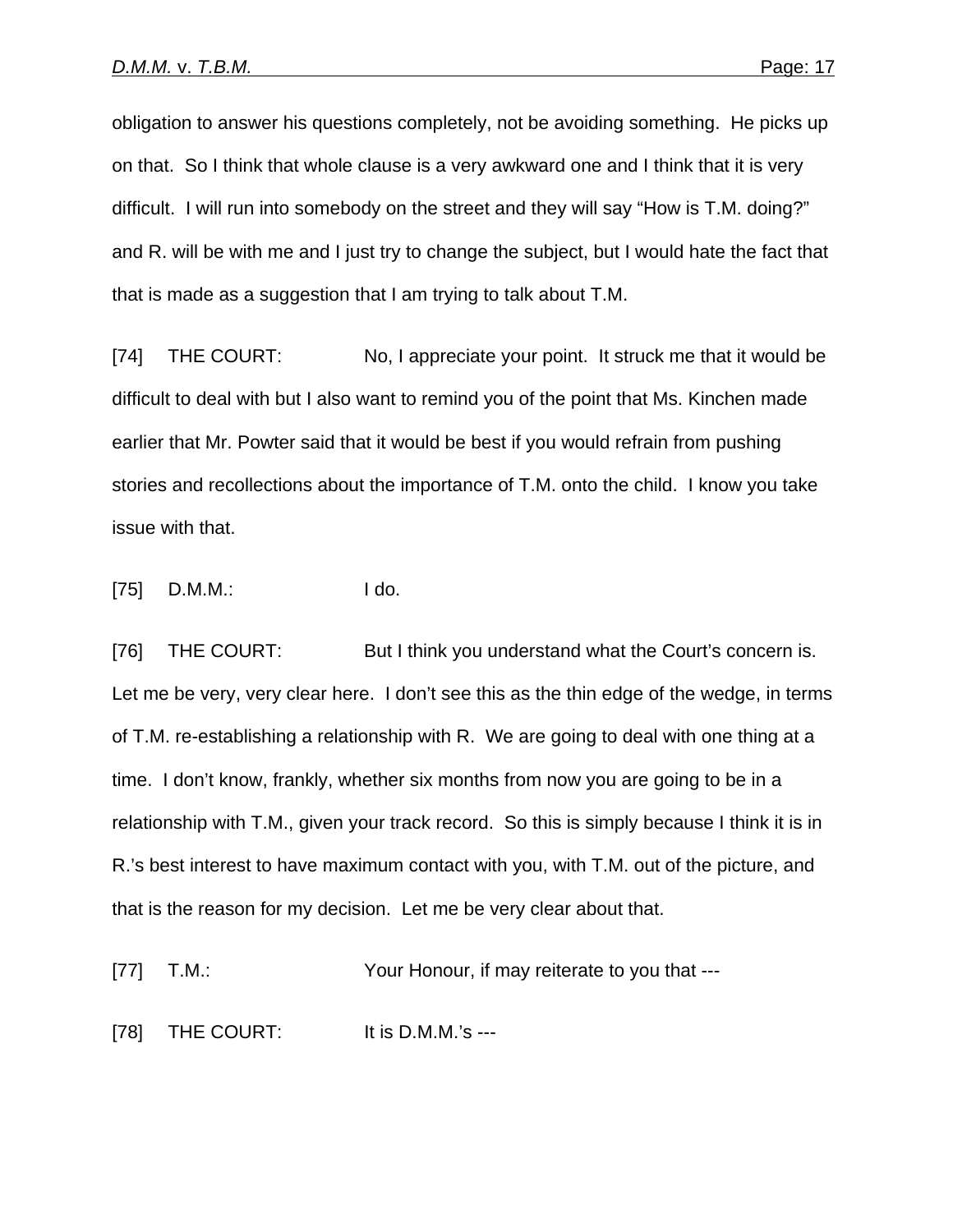obligation to answer his questions completely, not be avoiding something. He picks up on that. So I think that whole clause is a very awkward one and I think that it is very difficult. I will run into somebody on the street and they will say “How is T.M. doing?” and R. will be with me and I just try to change the subject, but I would hate the fact that that is made as a suggestion that I am trying to talk about T.M.

[74] THE COURT: No, I appreciate your point. It struck me that it would be difficult to deal with but I also want to remind you of the point that Ms. Kinchen made earlier that Mr. Powter said that it would be best if you would refrain from pushing stories and recollections about the importance of T.M. onto the child. I know you take issue with that.

[75] D.M.M.: I do.

[76] THE COURT: But I think you understand what the Court’s concern is. Let me be very, very clear here. I don’t see this as the thin edge of the wedge, in terms of T.M. re-establishing a relationship with R. We are going to deal with one thing at a time. I don’t know, frankly, whether six months from now you are going to be in a relationship with T.M., given your track record. So this is simply because I think it is in R.’s best interest to have maximum contact with you, with T.M. out of the picture, and that is the reason for my decision. Let me be very clear about that.

[77] T.M.: Your Honour, if may reiterate to you that ---

[78] THE COURT: It is D.M.M.’s ---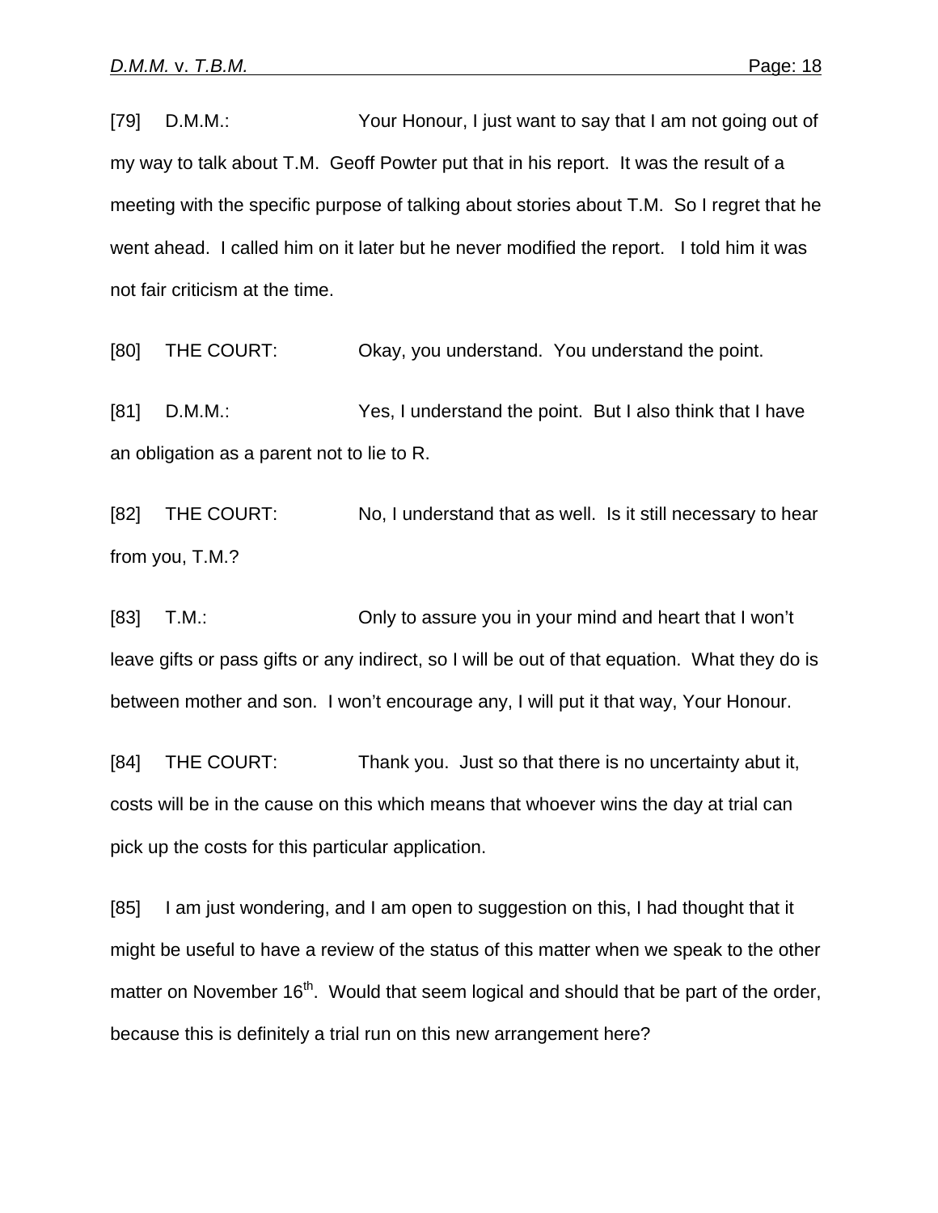[79] D.M.M.: Your Honour, I just want to say that I am not going out of my way to talk about T.M. Geoff Powter put that in his report. It was the result of a meeting with the specific purpose of talking about stories about T.M. So I regret that he went ahead. I called him on it later but he never modified the report. I told him it was not fair criticism at the time.

[80] THE COURT: Okay, you understand. You understand the point.

[81] D.M.M.: Yes, I understand the point. But I also think that I have an obligation as a parent not to lie to R.

[82] THE COURT: No, I understand that as well. Is it still necessary to hear from you, T.M.?

[83] T.M.: Only to assure you in your mind and heart that I won't leave gifts or pass gifts or any indirect, so I will be out of that equation. What they do is between mother and son. I won't encourage any, I will put it that way, Your Honour.

[84] THE COURT: Thank you. Just so that there is no uncertainty abut it, costs will be in the cause on this which means that whoever wins the day at trial can pick up the costs for this particular application.

[85] I am just wondering, and I am open to suggestion on this, I had thought that it might be useful to have a review of the status of this matter when we speak to the other matter on November 16th. Would that seem logical and should that be part of the order, because this is definitely a trial run on this new arrangement here?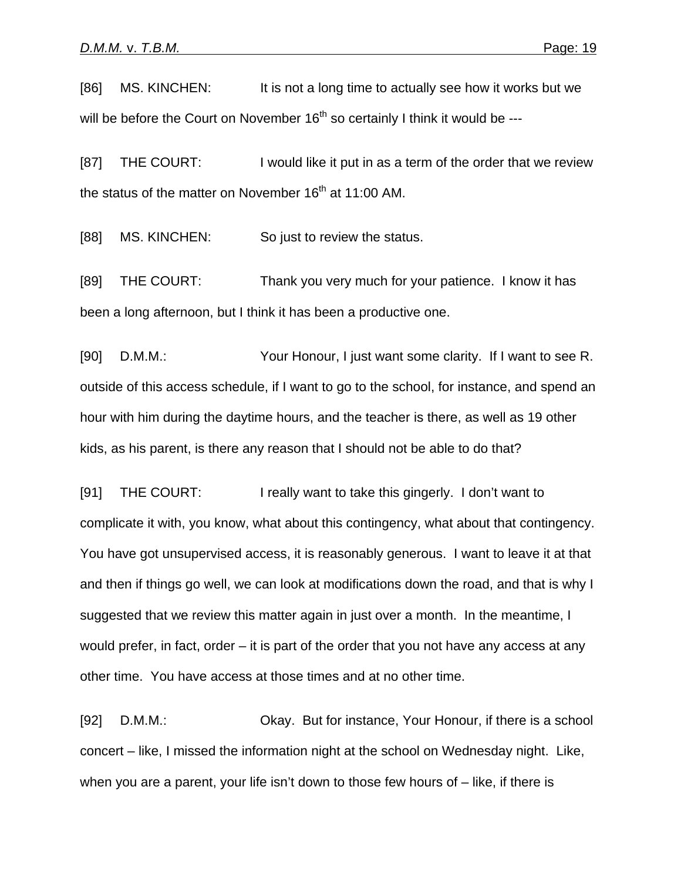[86] MS. KINCHEN: It is not a long time to actually see how it works but we will be before the Court on November 16th so certainly I think it would be ---

[87] THE COURT: I would like it put in as a term of the order that we review the status of the matter on November 16th at 11:00 AM.

[88] MS. KINCHEN: So just to review the status.

[89] THE COURT: Thank you very much for your patience. I know it has been a long afternoon, but I think it has been a productive one.

[90] D.M.M.: Your Honour, I just want some clarity. If I want to see R. outside of this access schedule, if I want to go to the school, for instance, and spend an hour with him during the daytime hours, and the teacher is there, as well as 19 other kids, as his parent, is there any reason that I should not be able to do that?

[91] THE COURT: I really want to take this gingerly. I don't want to complicate it with, you know, what about this contingency, what about that contingency. You have got unsupervised access, it is reasonably generous. I want to leave it at that and then if things go well, we can look at modifications down the road, and that is why I suggested that we review this matter again in just over a month. In the meantime, I would prefer, in fact, order – it is part of the order that you not have any access at any other time. You have access at those times and at no other time.

[92] D.M.M.: Okay. But for instance, Your Honour, if there is a school concert – like, I missed the information night at the school on Wednesday night. Like, when you are a parent, your life isn't down to those few hours of – like, if there is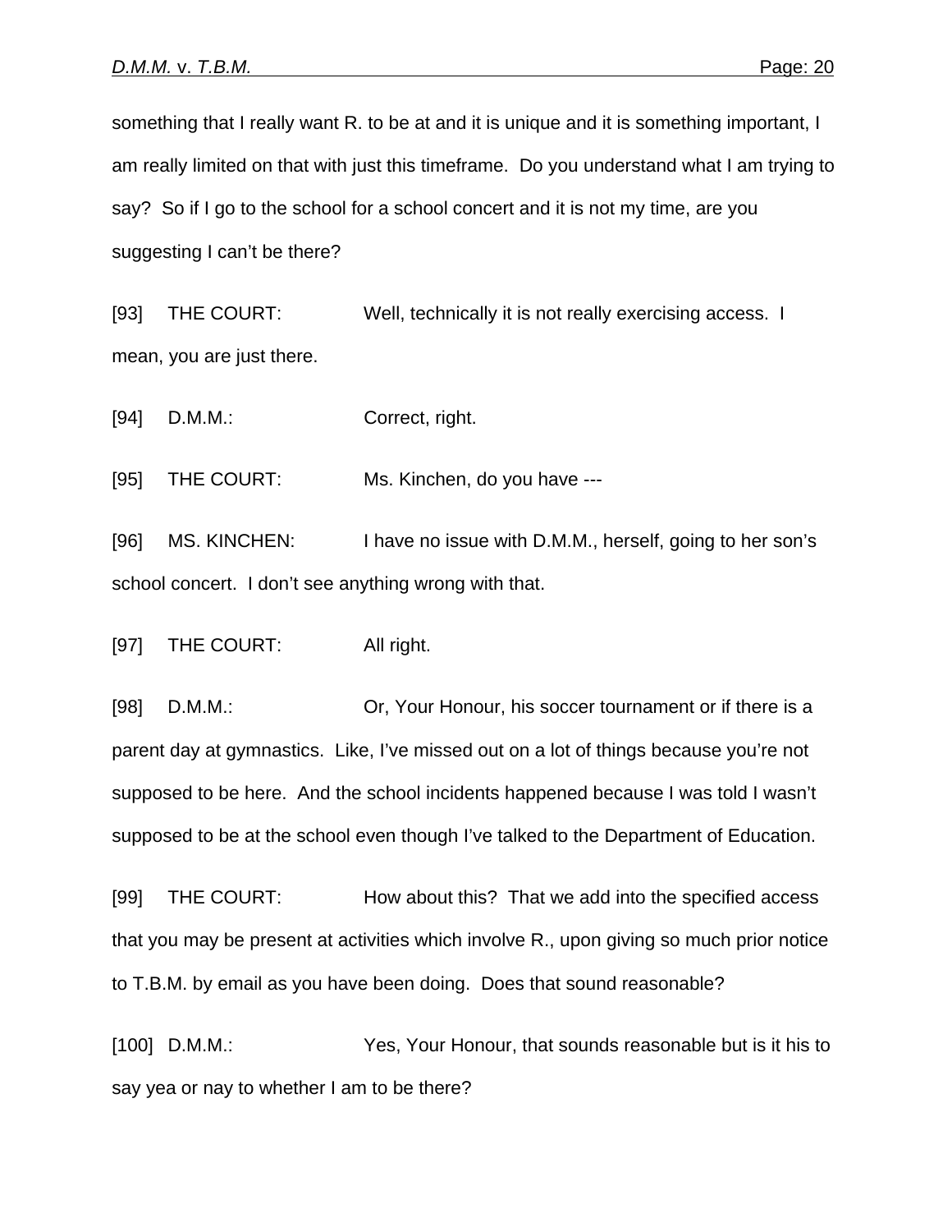something that I really want R. to be at and it is unique and it is something important, I am really limited on that with just this timeframe. Do you understand what I am trying to say? So if I go to the school for a school concert and it is not my time, are you suggesting I can't be there?

[93] THE COURT: Well, technically it is not really exercising access. I mean, you are just there.

[94] D.M.M.: Correct, right.

[95] THE COURT: Ms. Kinchen, do you have ---

[96] MS. KINCHEN: I have no issue with D.M.M., herself, going to her son's school concert. I don't see anything wrong with that.

[97] THE COURT: All right.

[98] D.M.M.: Or, Your Honour, his soccer tournament or if there is a parent day at gymnastics. Like, I've missed out on a lot of things because you're not supposed to be here. And the school incidents happened because I was told I wasn't supposed to be at the school even though I've talked to the Department of Education.

[99] THE COURT: How about this? That we add into the specified access that you may be present at activities which involve R., upon giving so much prior notice to T.B.M. by email as you have been doing. Does that sound reasonable?

[100] D.M.M.: Yes, Your Honour, that sounds reasonable but is it his to say yea or nay to whether I am to be there?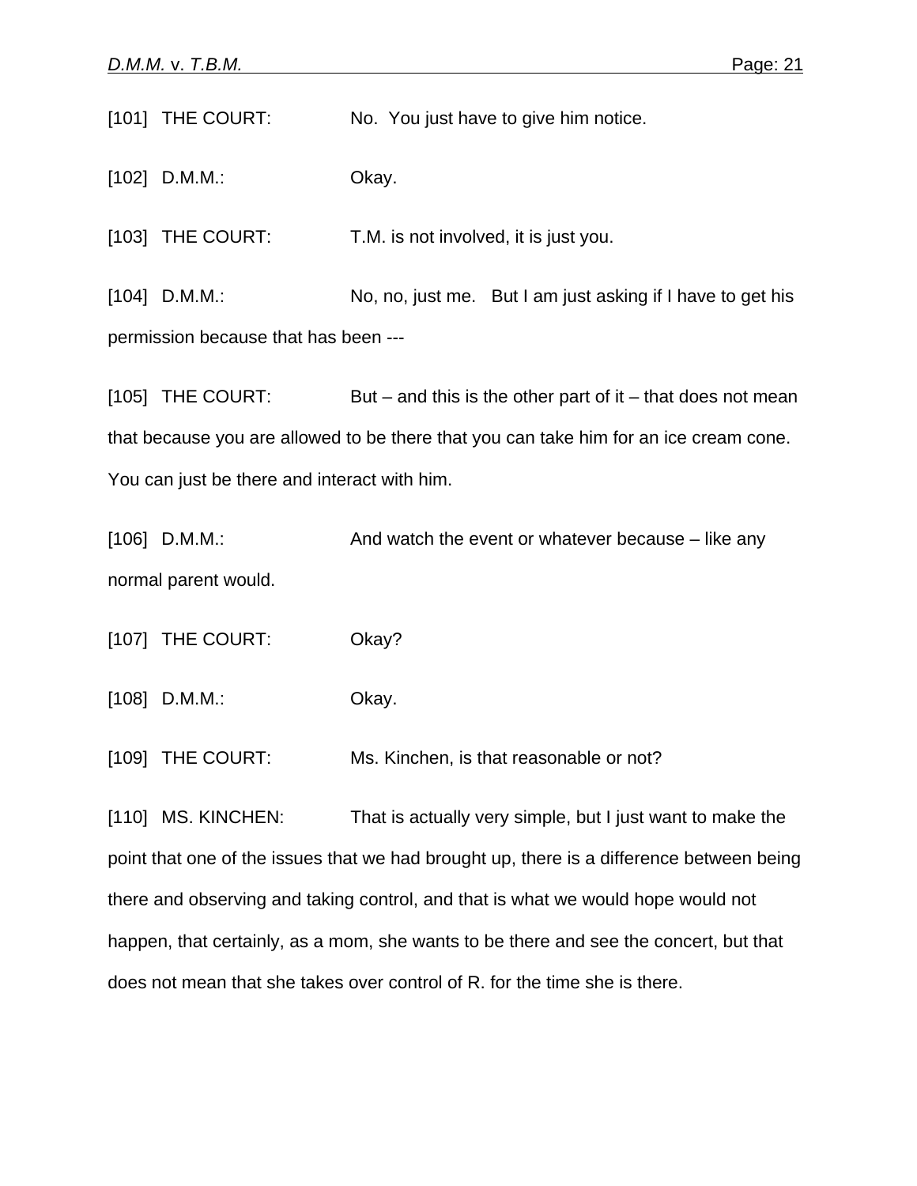[101] THE COURT: No. You just have to give him notice.

[102] D.M.M.: Okay.

[103] THE COURT: T.M. is not involved, it is just you.

[104] D.M.M.: No, no, just me. But I am just asking if I have to get his permission because that has been ---

[105] THE COURT: But – and this is the other part of it – that does not mean that because you are allowed to be there that you can take him for an ice cream cone. You can just be there and interact with him.

[106] D.M.M.: And watch the event or whatever because – like any normal parent would.

[107] THE COURT: Okay?

[108] D.M.M.: Okay.

[109] THE COURT: Ms. Kinchen, is that reasonable or not?

[110] MS. KINCHEN: That is actually very simple, but I just want to make the point that one of the issues that we had brought up, there is a difference between being there and observing and taking control, and that is what we would hope would not happen, that certainly, as a mom, she wants to be there and see the concert, but that does not mean that she takes over control of R. for the time she is there.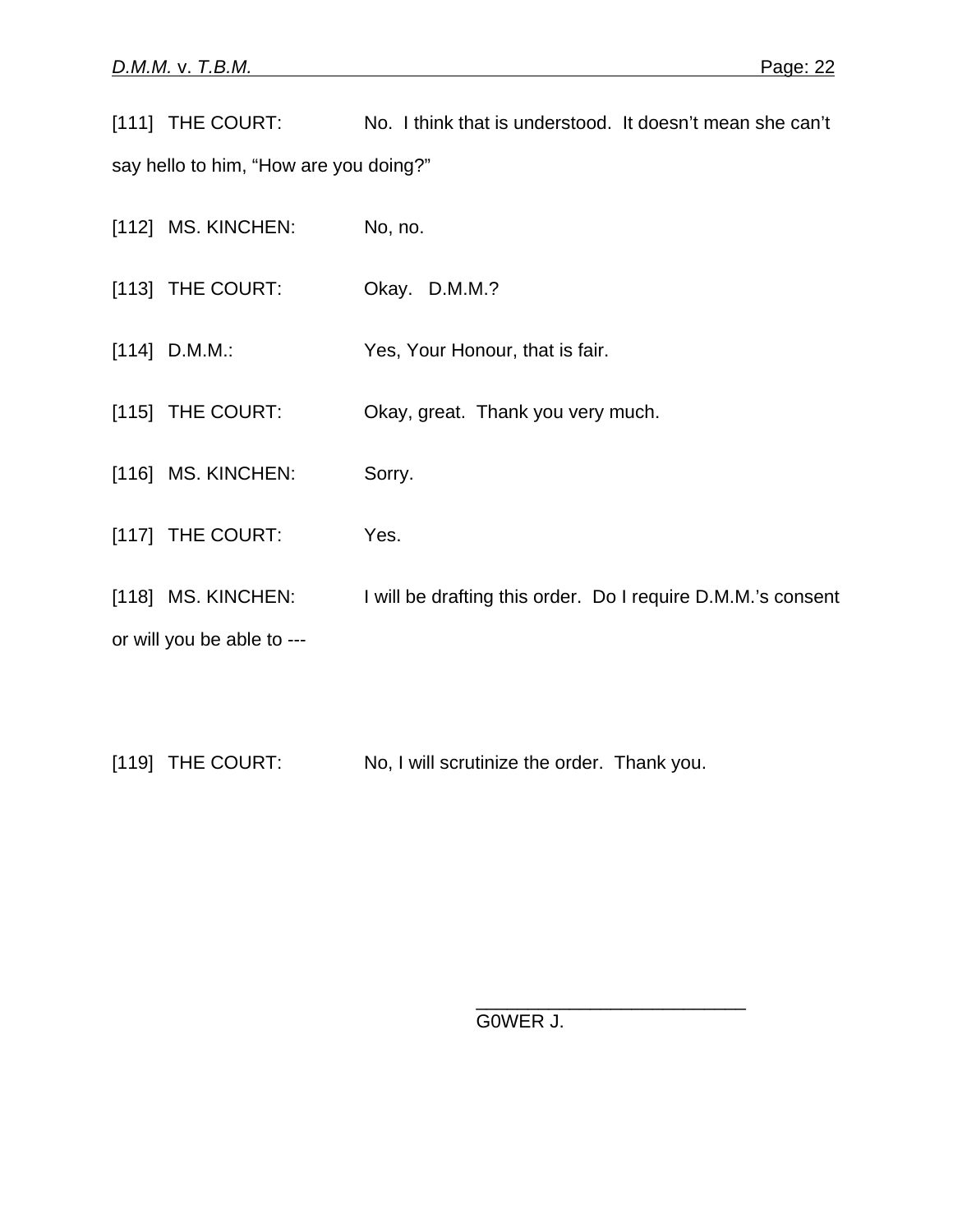[111] THE COURT: No. I think that is understood. It doesn't mean she can't say hello to him, "How are you doing?"

[112] MS. KINCHEN: No, no.

[113] THE COURT: Okay. D.M.M.?

[114] D.M.M.: Yes, Your Honour, that is fair.

[115] THE COURT: Okay, great. Thank you very much.

[116] MS. KINCHEN: Sorry.

[117] THE COURT: Yes.

[118] MS. KINCHEN: I will be drafting this order. Do I require D.M.M.'s consent or will you be able to ---

[119] THE COURT: No, I will scrutinize the order. Thank you.

\_\_\_\_\_\_\_\_\_\_\_\_\_\_\_\_\_\_\_\_\_\_\_\_\_\_

G0WER J.